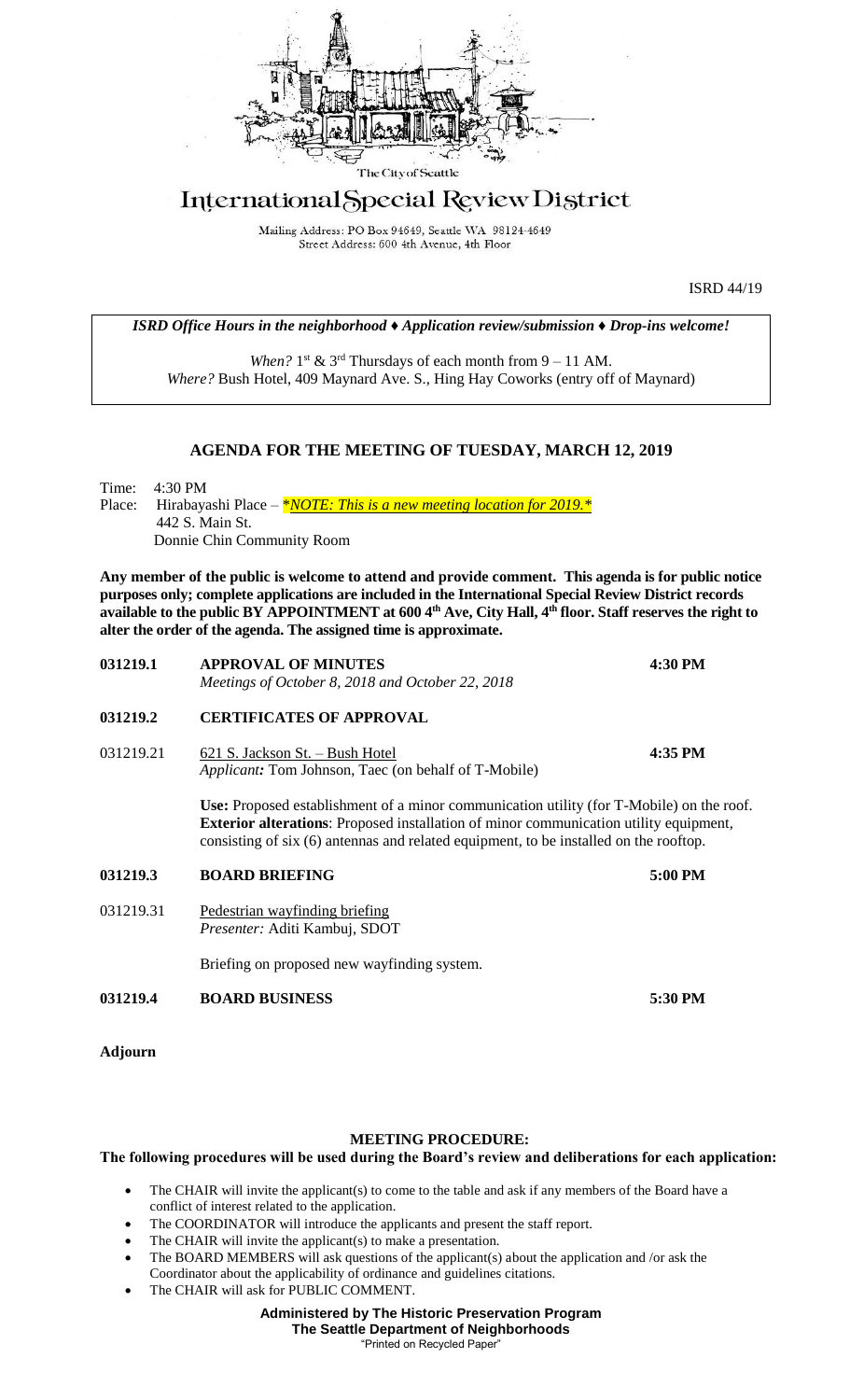The City of Seattle

# International Special Review District

Mailing Address: PO Box 94649, Seattle WA 98124-4649
Street Address: 600 4th Avenue, 4th Floor

ISRD 44/19

***ISRD Office Hours in the neighborhood ♦ Application review/submission ♦ Drop-ins welcome!***

*When?* 1st & 3rd Thursdays of each month from 9 – 11 AM.
*Where?* Bush Hotel, 409 Maynard Ave. S., Hing Hay Coworks (entry off of Maynard)

## AGENDA FOR THE MEETING OF TUESDAY, MARCH 12, 2019

Time: 4:30 PM
Place: Hirabayashi Place – ****NOTE: This is a new meeting location for 2019.****
442 S. Main St.
Donnie Chin Community Room

**Any member of the public is welcome to attend and provide comment. This agenda is for public notice purposes only; complete applications are included in the International Special Review District records available to the public BY APPOINTMENT at 600 4th Ave, City Hall, 4th floor. Staff reserves the right to alter the order of the agenda. The assigned time is approximate.**

**031219.1 APPROVAL OF MINUTES** **4:30 PM**
*Meetings of October 8, 2018 and October 22, 2018*

**031219.2 CERTIFICATES OF APPROVAL**

031219.21 621 S. Jackson St. – Bush Hotel **4:35 PM**
*Applicant:* Tom Johnson, Taec (on behalf of T-Mobile)

**Use:** Proposed establishment of a minor communication utility (for T-Mobile) on the roof.
**Exterior alterations**: Proposed installation of minor communication utility equipment, consisting of six (6) antennas and related equipment, to be installed on the rooftop.

**031219.3 BOARD BRIEFING** **5:00 PM**

031219.31 Pedestrian wayfinding briefing
*Presenter:* Aditi Kambuj, SDOT

Briefing on proposed new wayfinding system.

**031219.4 BOARD BUSINESS** **5:30 PM**

**Adjourn**

### MEETING PROCEDURE:

**The following procedures will be used during the Board's review and deliberations for each application:**

- The CHAIR will invite the applicant(s) to come to the table and ask if any members of the Board have a conflict of interest related to the application.
- The COORDINATOR will introduce the applicants and present the staff report.
- The CHAIR will invite the applicant(s) to make a presentation.
- The BOARD MEMBERS will ask questions of the applicant(s) about the application and /or ask the Coordinator about the applicability of ordinance and guidelines citations.
- The CHAIR will ask for PUBLIC COMMENT.

**Administered by The Historic Preservation Program**
**The Seattle Department of Neighborhoods**
"Printed on Recycled Paper"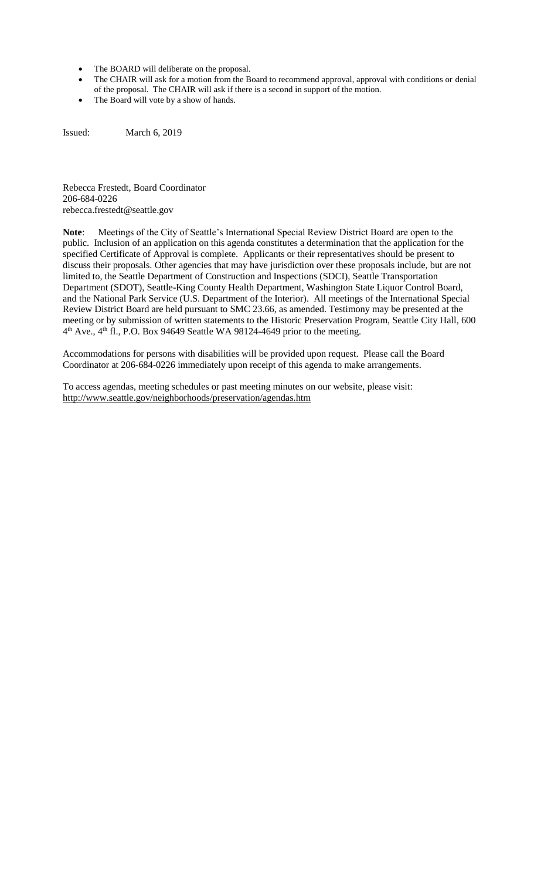- The BOARD will deliberate on the proposal.
- The CHAIR will ask for a motion from the Board to recommend approval, approval with conditions or denial of the proposal. The CHAIR will ask if there is a second in support of the motion.
- The Board will vote by a show of hands.

Issued: March 6, 2019

Rebecca Frestedt, Board Coordinator
206-684-0226
rebecca.frestedt@seattle.gov

**Note**: Meetings of the City of Seattle's International Special Review District Board are open to the public. Inclusion of an application on this agenda constitutes a determination that the application for the specified Certificate of Approval is complete. Applicants or their representatives should be present to discuss their proposals. Other agencies that may have jurisdiction over these proposals include, but are not limited to, the Seattle Department of Construction and Inspections (SDCI), Seattle Transportation Department (SDOT), Seattle-King County Health Department, Washington State Liquor Control Board, and the National Park Service (U.S. Department of the Interior). All meetings of the International Special Review District Board are held pursuant to SMC 23.66, as amended. Testimony may be presented at the meeting or by submission of written statements to the Historic Preservation Program, Seattle City Hall, 600 4th Ave., 4th fl., P.O. Box 94649 Seattle WA 98124-4649 prior to the meeting.

Accommodations for persons with disabilities will be provided upon request. Please call the Board Coordinator at 206-684-0226 immediately upon receipt of this agenda to make arrangements.

To access agendas, meeting schedules or past meeting minutes on our website, please visit: http://www.seattle.gov/neighborhoods/preservation/agendas.htm